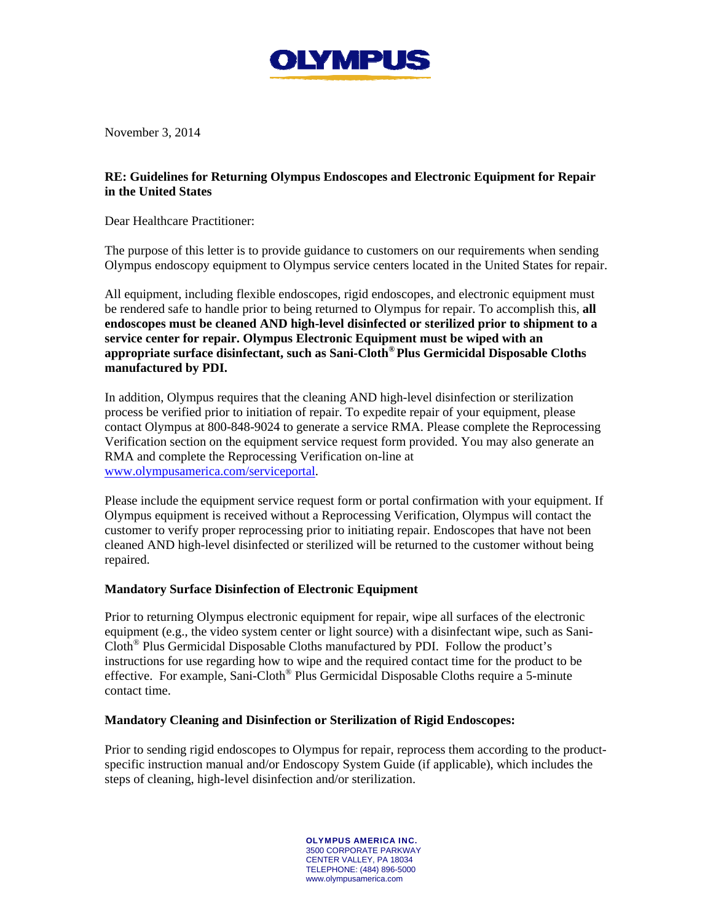OLYMPUS

November 3, 2014

**RE: Guidelines for Returning Olympus Endoscopes and Electronic Equipment for Repair in the United States**

Dear Healthcare Practitioner:

The purpose of this letter is to provide guidance to customers on our requirements when sending Olympus endoscopy equipment to Olympus service centers located in the United States for repair.

All equipment, including flexible endoscopes, rigid endoscopes, and electronic equipment must be rendered safe to handle prior to being returned to Olympus for repair. To accomplish this, **all endoscopes must be cleaned AND high-level disinfected or sterilized prior to shipment to a service center for repair. Olympus Electronic Equipment must be wiped with an appropriate surface disinfectant, such as Sani-Cloth® Plus Germicidal Disposable Cloths manufactured by PDI.**

In addition, Olympus requires that the cleaning AND high-level disinfection or sterilization process be verified prior to initiation of repair. To expedite repair of your equipment, please contact Olympus at 800-848-9024 to generate a service RMA. Please complete the Reprocessing Verification section on the equipment service request form provided. You may also generate an RMA and complete the Reprocessing Verification on-line at www.olympusamerica.com/serviceportal.

Please include the equipment service request form or portal confirmation with your equipment. If Olympus equipment is received without a Reprocessing Verification, Olympus will contact the customer to verify proper reprocessing prior to initiating repair. Endoscopes that have not been cleaned AND high-level disinfected or sterilized will be returned to the customer without being repaired.

**Mandatory Surface Disinfection of Electronic Equipment**

Prior to returning Olympus electronic equipment for repair, wipe all surfaces of the electronic equipment (e.g., the video system center or light source) with a disinfectant wipe, such as Sani-Cloth® Plus Germicidal Disposable Cloths manufactured by PDI. Follow the product's instructions for use regarding how to wipe and the required contact time for the product to be effective. For example, Sani-Cloth® Plus Germicidal Disposable Cloths require a 5-minute contact time.

**Mandatory Cleaning and Disinfection or Sterilization of Rigid Endoscopes:**

Prior to sending rigid endoscopes to Olympus for repair, reprocess them according to the product-specific instruction manual and/or Endoscopy System Guide (if applicable), which includes the steps of cleaning, high-level disinfection and/or sterilization.

**OLYMPUS AMERICA INC.**
3500 CORPORATE PARKWAY
CENTER VALLEY, PA 18034
TELEPHONE: (484) 896-5000
www.olympusamerica.com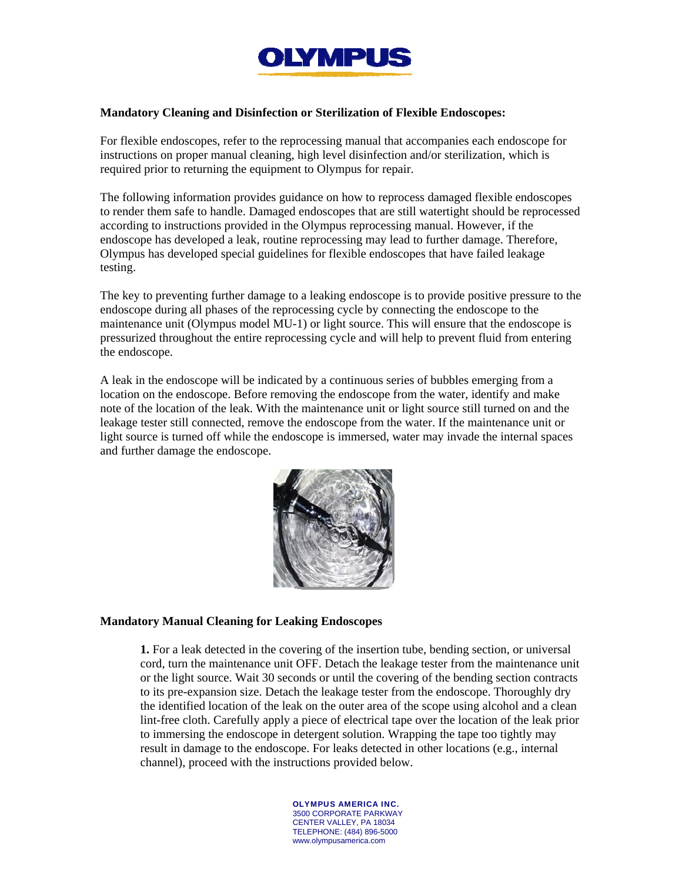## Mandatory Cleaning and Disinfection or Sterilization of Flexible Endoscopes:

For flexible endoscopes, refer to the reprocessing manual that accompanies each endoscope for instructions on proper manual cleaning, high level disinfection and/or sterilization, which is required prior to returning the equipment to Olympus for repair.

The following information provides guidance on how to reprocess damaged flexible endoscopes to render them safe to handle. Damaged endoscopes that are still watertight should be reprocessed according to instructions provided in the Olympus reprocessing manual. However, if the endoscope has developed a leak, routine reprocessing may lead to further damage. Therefore, Olympus has developed special guidelines for flexible endoscopes that have failed leakage testing.

The key to preventing further damage to a leaking endoscope is to provide positive pressure to the endoscope during all phases of the reprocessing cycle by connecting the endoscope to the maintenance unit (Olympus model MU-1) or light source. This will ensure that the endoscope is pressurized throughout the entire reprocessing cycle and will help to prevent fluid from entering the endoscope.

A leak in the endoscope will be indicated by a continuous series of bubbles emerging from a location on the endoscope. Before removing the endoscope from the water, identify and make note of the location of the leak. With the maintenance unit or light source still turned on and the leakage tester still connected, remove the endoscope from the water. If the maintenance unit or light source is turned off while the endoscope is immersed, water may invade the internal spaces and further damage the endoscope.

## Mandatory Manual Cleaning for Leaking Endoscopes

**1.** For a leak detected in the covering of the insertion tube, bending section, or universal cord, turn the maintenance unit OFF. Detach the leakage tester from the maintenance unit or the light source. Wait 30 seconds or until the covering of the bending section contracts to its pre-expansion size. Detach the leakage tester from the endoscope. Thoroughly dry the identified location of the leak on the outer area of the scope using alcohol and a clean lint-free cloth. Carefully apply a piece of electrical tape over the location of the leak prior to immersing the endoscope in detergent solution. Wrapping the tape too tightly may result in damage to the endoscope. For leaks detected in other locations (e.g., internal channel), proceed with the instructions provided below.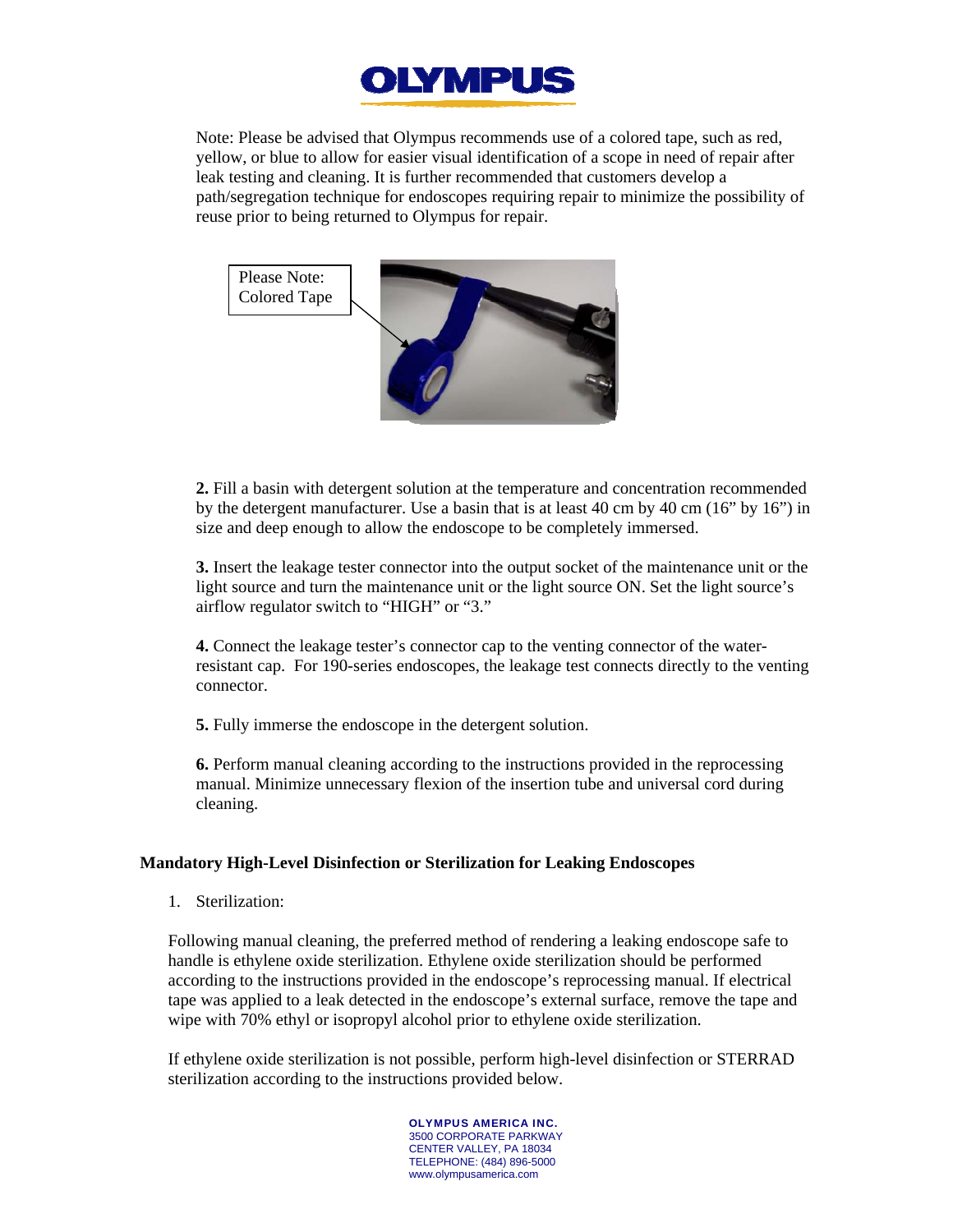Note: Please be advised that Olympus recommends use of a colored tape, such as red, yellow, or blue to allow for easier visual identification of a scope in need of repair after leak testing and cleaning. It is further recommended that customers develop a path/segregation technique for endoscopes requiring repair to minimize the possibility of reuse prior to being returned to Olympus for repair.

Please Note: Colored Tape

**2.** Fill a basin with detergent solution at the temperature and concentration recommended by the detergent manufacturer. Use a basin that is at least 40 cm by 40 cm (16" by 16") in size and deep enough to allow the endoscope to be completely immersed.

**3.** Insert the leakage tester connector into the output socket of the maintenance unit or the light source and turn the maintenance unit or the light source ON. Set the light source's airflow regulator switch to "HIGH" or "3."

**4.** Connect the leakage tester's connector cap to the venting connector of the water-resistant cap. For 190-series endoscopes, the leakage test connects directly to the venting connector.

**5.** Fully immerse the endoscope in the detergent solution.

**6.** Perform manual cleaning according to the instructions provided in the reprocessing manual. Minimize unnecessary flexion of the insertion tube and universal cord during cleaning.

**Mandatory High-Level Disinfection or Sterilization for Leaking Endoscopes**

1. Sterilization:

Following manual cleaning, the preferred method of rendering a leaking endoscope safe to handle is ethylene oxide sterilization. Ethylene oxide sterilization should be performed according to the instructions provided in the endoscope's reprocessing manual. If electrical tape was applied to a leak detected in the endoscope's external surface, remove the tape and wipe with 70% ethyl or isopropyl alcohol prior to ethylene oxide sterilization.

If ethylene oxide sterilization is not possible, perform high-level disinfection or STERRAD sterilization according to the instructions provided below.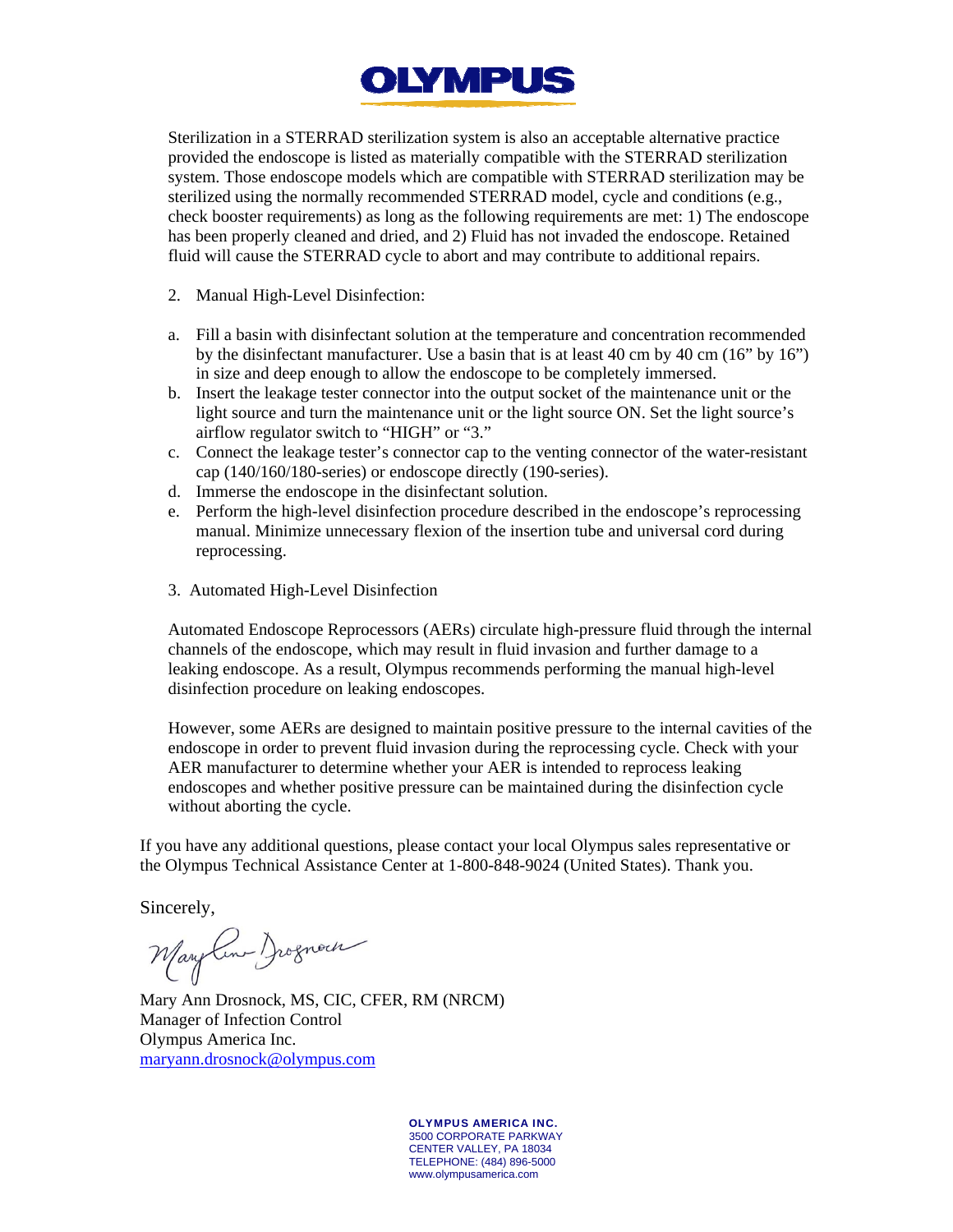Sterilization in a STERRAD sterilization system is also an acceptable alternative practice provided the endoscope is listed as materially compatible with the STERRAD sterilization system. Those endoscope models which are compatible with STERRAD sterilization may be sterilized using the normally recommended STERRAD model, cycle and conditions (e.g., check booster requirements) as long as the following requirements are met: 1) The endoscope has been properly cleaned and dried, and 2) Fluid has not invaded the endoscope. Retained fluid will cause the STERRAD cycle to abort and may contribute to additional repairs.

2. Manual High-Level Disinfection:

a. Fill a basin with disinfectant solution at the temperature and concentration recommended by the disinfectant manufacturer. Use a basin that is at least 40 cm by 40 cm (16" by 16") in size and deep enough to allow the endoscope to be completely immersed.
b. Insert the leakage tester connector into the output socket of the maintenance unit or the light source and turn the maintenance unit or the light source ON. Set the light source's airflow regulator switch to "HIGH" or "3."
c. Connect the leakage tester's connector cap to the venting connector of the water-resistant cap (140/160/180-series) or endoscope directly (190-series).
d. Immerse the endoscope in the disinfectant solution.
e. Perform the high-level disinfection procedure described in the endoscope's reprocessing manual. Minimize unnecessary flexion of the insertion tube and universal cord during reprocessing.

3. Automated High-Level Disinfection

Automated Endoscope Reprocessors (AERs) circulate high-pressure fluid through the internal channels of the endoscope, which may result in fluid invasion and further damage to a leaking endoscope. As a result, Olympus recommends performing the manual high-level disinfection procedure on leaking endoscopes.

However, some AERs are designed to maintain positive pressure to the internal cavities of the endoscope in order to prevent fluid invasion during the reprocessing cycle. Check with your AER manufacturer to determine whether your AER is intended to reprocess leaking endoscopes and whether positive pressure can be maintained during the disinfection cycle without aborting the cycle.

If you have any additional questions, please contact your local Olympus sales representative or the Olympus Technical Assistance Center at 1-800-848-9024 (United States). Thank you.

Sincerely,

Mary Ann Drosnock, MS, CIC, CFER, RM (NRCM)
Manager of Infection Control
Olympus America Inc.
maryann.drosnock@olympus.com

**OLYMPUS AMERICA INC.**
3500 CORPORATE PARKWAY
CENTER VALLEY, PA 18034
TELEPHONE: (484) 896-5000
www.olympusamerica.com